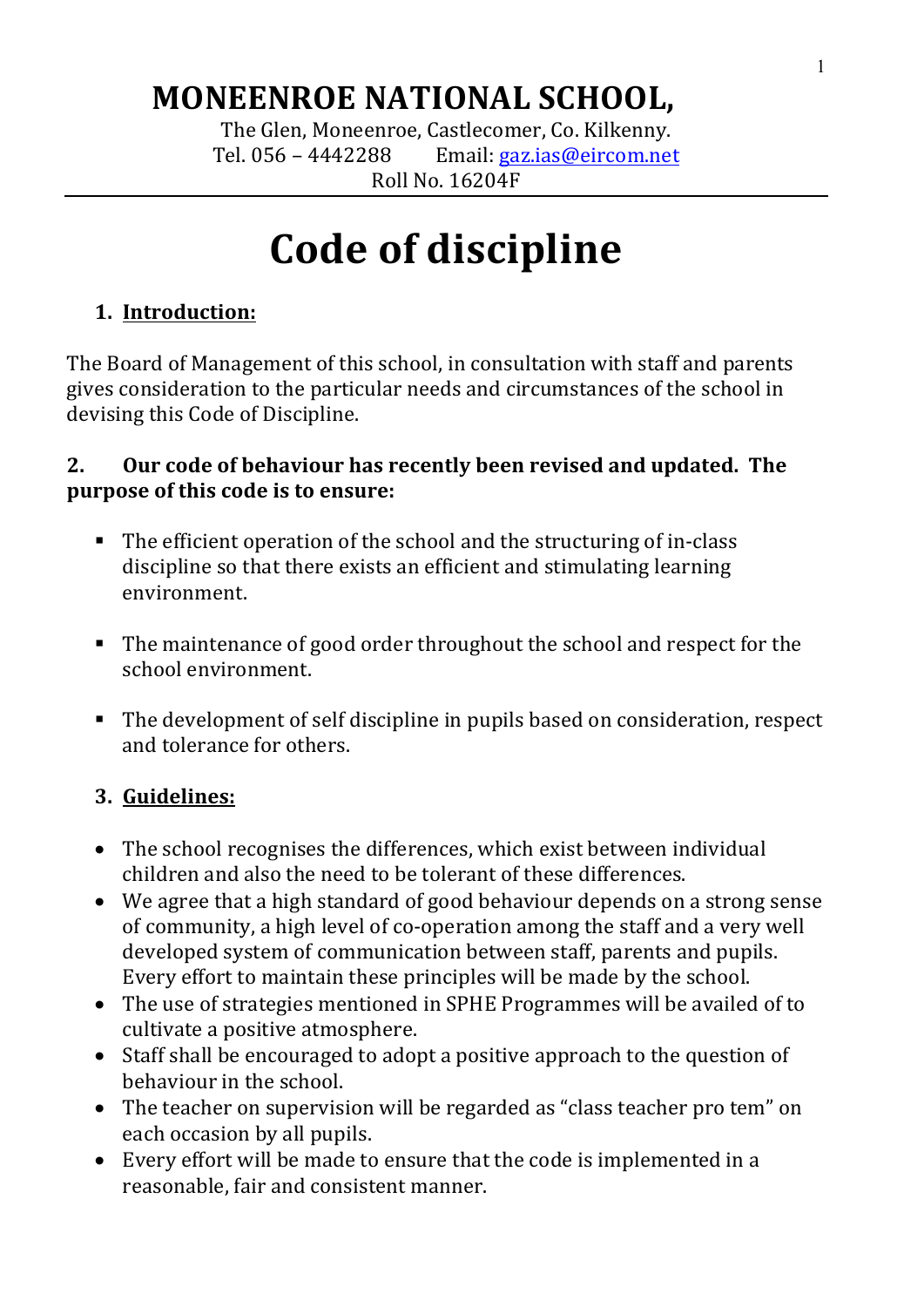# MONEENROE NATIONAL SCHOOL,

The Glen, Moneenroe, Castlecomer, Co. Kilkenny.
Tel. 056 – 4442288 Email: gaz.ias@eircom.net
Roll No. 16204F

# Code of discipline

## 1. Introduction:

The Board of Management of this school, in consultation with staff and parents gives consideration to the particular needs and circumstances of the school in devising this Code of Discipline.

## 2. Our code of behaviour has recently been revised and updated. The purpose of this code is to ensure:

- The efficient operation of the school and the structuring of in-class discipline so that there exists an efficient and stimulating learning environment.
- The maintenance of good order throughout the school and respect for the school environment.
- The development of self discipline in pupils based on consideration, respect and tolerance for others.

## 3. Guidelines:

- The school recognises the differences, which exist between individual children and also the need to be tolerant of these differences.
- We agree that a high standard of good behaviour depends on a strong sense of community, a high level of co-operation among the staff and a very well developed system of communication between staff, parents and pupils. Every effort to maintain these principles will be made by the school.
- The use of strategies mentioned in SPHE Programmes will be availed of to cultivate a positive atmosphere.
- Staff shall be encouraged to adopt a positive approach to the question of behaviour in the school.
- The teacher on supervision will be regarded as "class teacher pro tem" on each occasion by all pupils.
- Every effort will be made to ensure that the code is implemented in a reasonable, fair and consistent manner.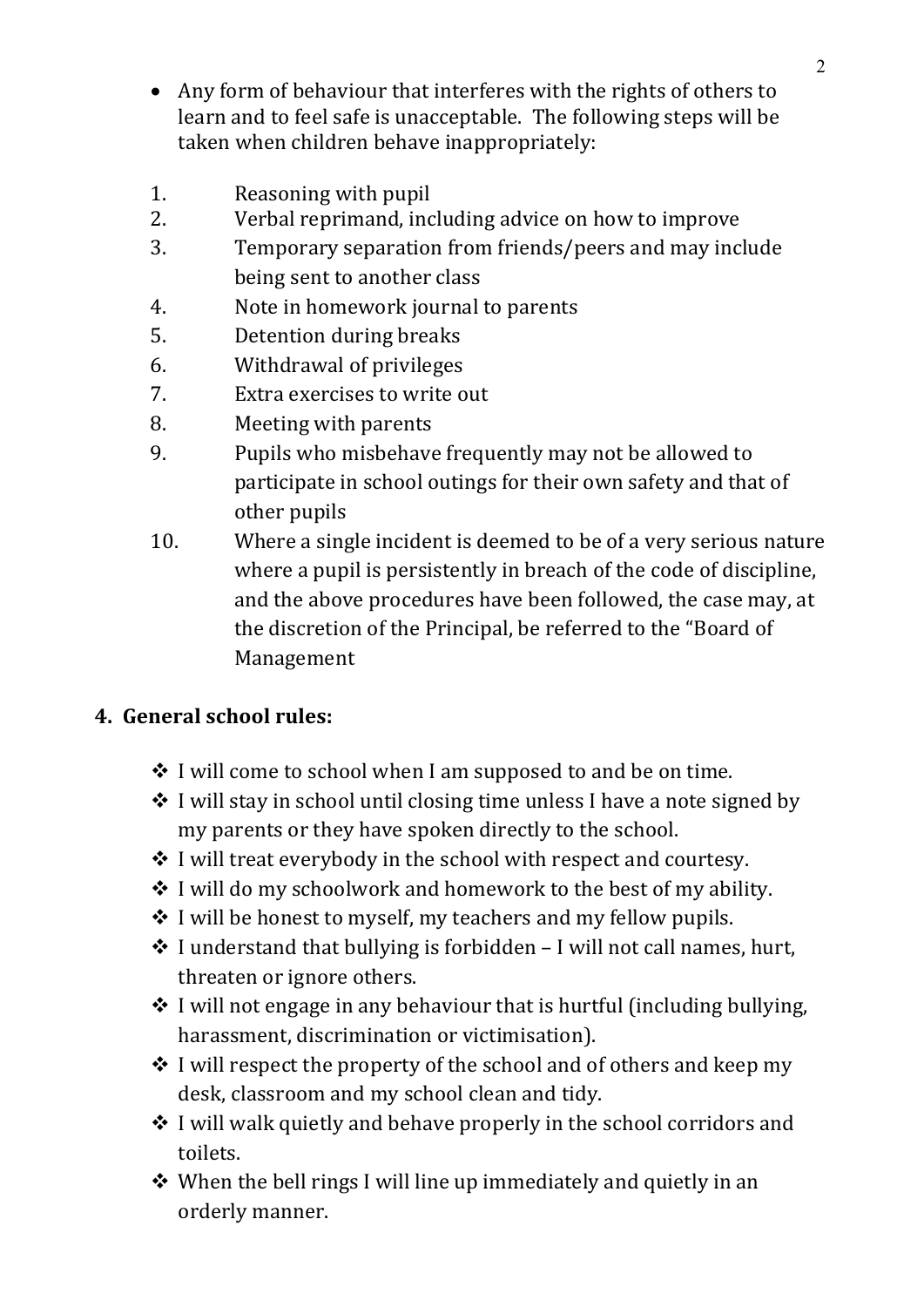- Any form of behaviour that interferes with the rights of others to learn and to feel safe is unacceptable. The following steps will be taken when children behave inappropriately:

1. Reasoning with pupil
2. Verbal reprimand, including advice on how to improve
3. Temporary separation from friends/peers and may include being sent to another class
4. Note in homework journal to parents
5. Detention during breaks
6. Withdrawal of privileges
7. Extra exercises to write out
8. Meeting with parents
9. Pupils who misbehave frequently may not be allowed to participate in school outings for their own safety and that of other pupils
10. Where a single incident is deemed to be of a very serious nature where a pupil is persistently in breach of the code of discipline, and the above procedures have been followed, the case may, at the discretion of the Principal, be referred to the "Board of Management

## 4. General school rules:

- ❖ I will come to school when I am supposed to and be on time.
- ❖ I will stay in school until closing time unless I have a note signed by my parents or they have spoken directly to the school.
- ❖ I will treat everybody in the school with respect and courtesy.
- ❖ I will do my schoolwork and homework to the best of my ability.
- ❖ I will be honest to myself, my teachers and my fellow pupils.
- ❖ I understand that bullying is forbidden – I will not call names, hurt, threaten or ignore others.
- ❖ I will not engage in any behaviour that is hurtful (including bullying, harassment, discrimination or victimisation).
- ❖ I will respect the property of the school and of others and keep my desk, classroom and my school clean and tidy.
- ❖ I will walk quietly and behave properly in the school corridors and toilets.
- ❖ When the bell rings I will line up immediately and quietly in an orderly manner.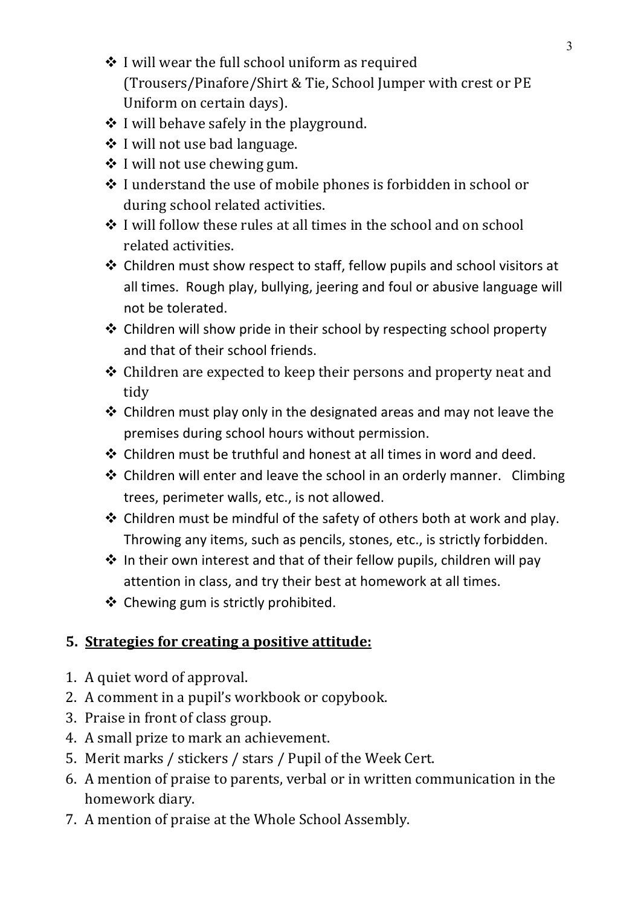- I will wear the full school uniform as required (Trousers/Pinafore/Shirt & Tie, School Jumper with crest or PE Uniform on certain days).
- I will behave safely in the playground.
- I will not use bad language.
- I will not use chewing gum.
- I understand the use of mobile phones is forbidden in school or during school related activities.
- I will follow these rules at all times in the school and on school related activities.
- Children must show respect to staff, fellow pupils and school visitors at all times. Rough play, bullying, jeering and foul or abusive language will not be tolerated.
- Children will show pride in their school by respecting school property and that of their school friends.
- Children are expected to keep their persons and property neat and tidy
- Children must play only in the designated areas and may not leave the premises during school hours without permission.
- Children must be truthful and honest at all times in word and deed.
- Children will enter and leave the school in an orderly manner. Climbing trees, perimeter walls, etc., is not allowed.
- Children must be mindful of the safety of others both at work and play. Throwing any items, such as pencils, stones, etc., is strictly forbidden.
- In their own interest and that of their fellow pupils, children will pay attention in class, and try their best at homework at all times.
- Chewing gum is strictly prohibited.

## 5. <u>Strategies for creating a positive attitude:</u>

1. A quiet word of approval.
2. A comment in a pupil's workbook or copybook.
3. Praise in front of class group.
4. A small prize to mark an achievement.
5. Merit marks / stickers / stars / Pupil of the Week Cert.
6. A mention of praise to parents, verbal or in written communication in the homework diary.
7. A mention of praise at the Whole School Assembly.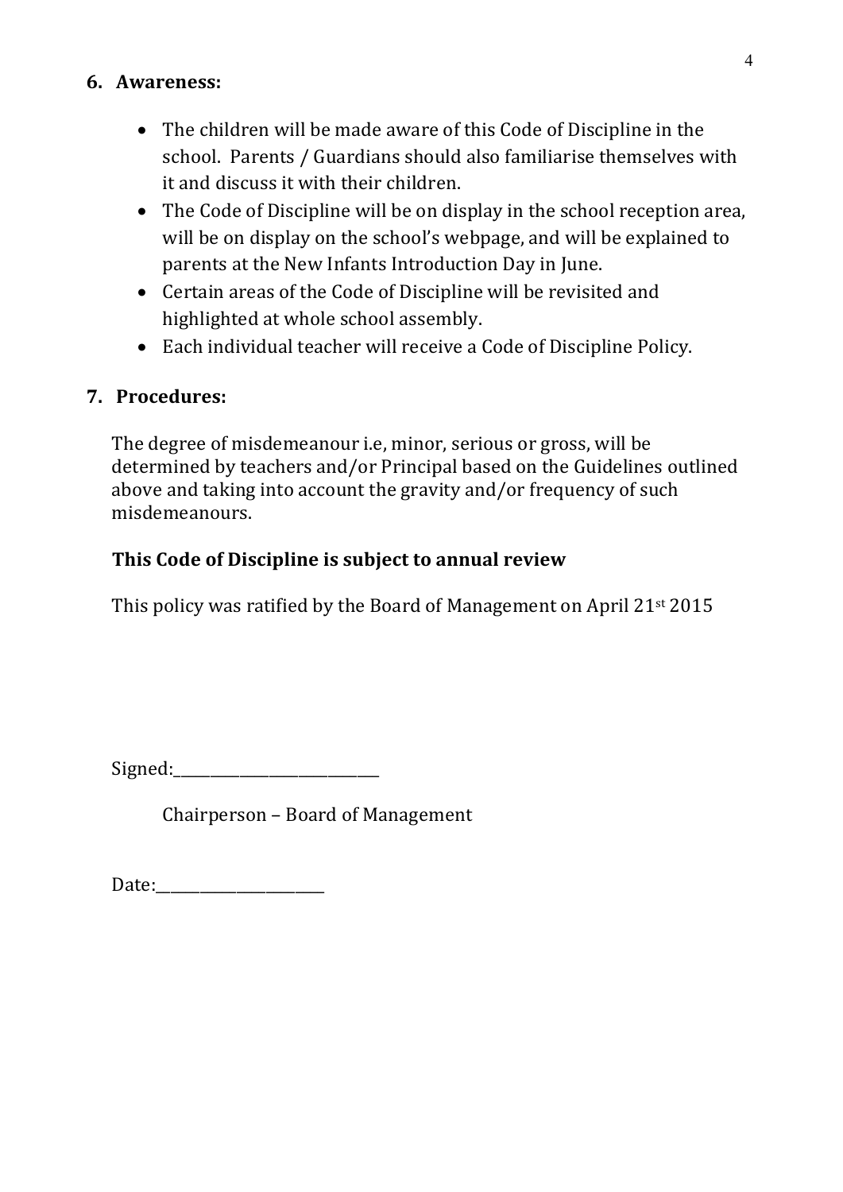## 6. Awareness:

- The children will be made aware of this Code of Discipline in the school. Parents / Guardians should also familiarise themselves with it and discuss it with their children.
- The Code of Discipline will be on display in the school reception area, will be on display on the school's webpage, and will be explained to parents at the New Infants Introduction Day in June.
- Certain areas of the Code of Discipline will be revisited and highlighted at whole school assembly.
- Each individual teacher will receive a Code of Discipline Policy.

## 7. Procedures:

The degree of misdemeanour i.e, minor, serious or gross, will be determined by teachers and/or Principal based on the Guidelines outlined above and taking into account the gravity and/or frequency of such misdemeanours.

**This Code of Discipline is subject to annual review**

This policy was ratified by the Board of Management on April 21st 2015

Signed:___________________________

Chairperson – Board of Management

Date:______________________